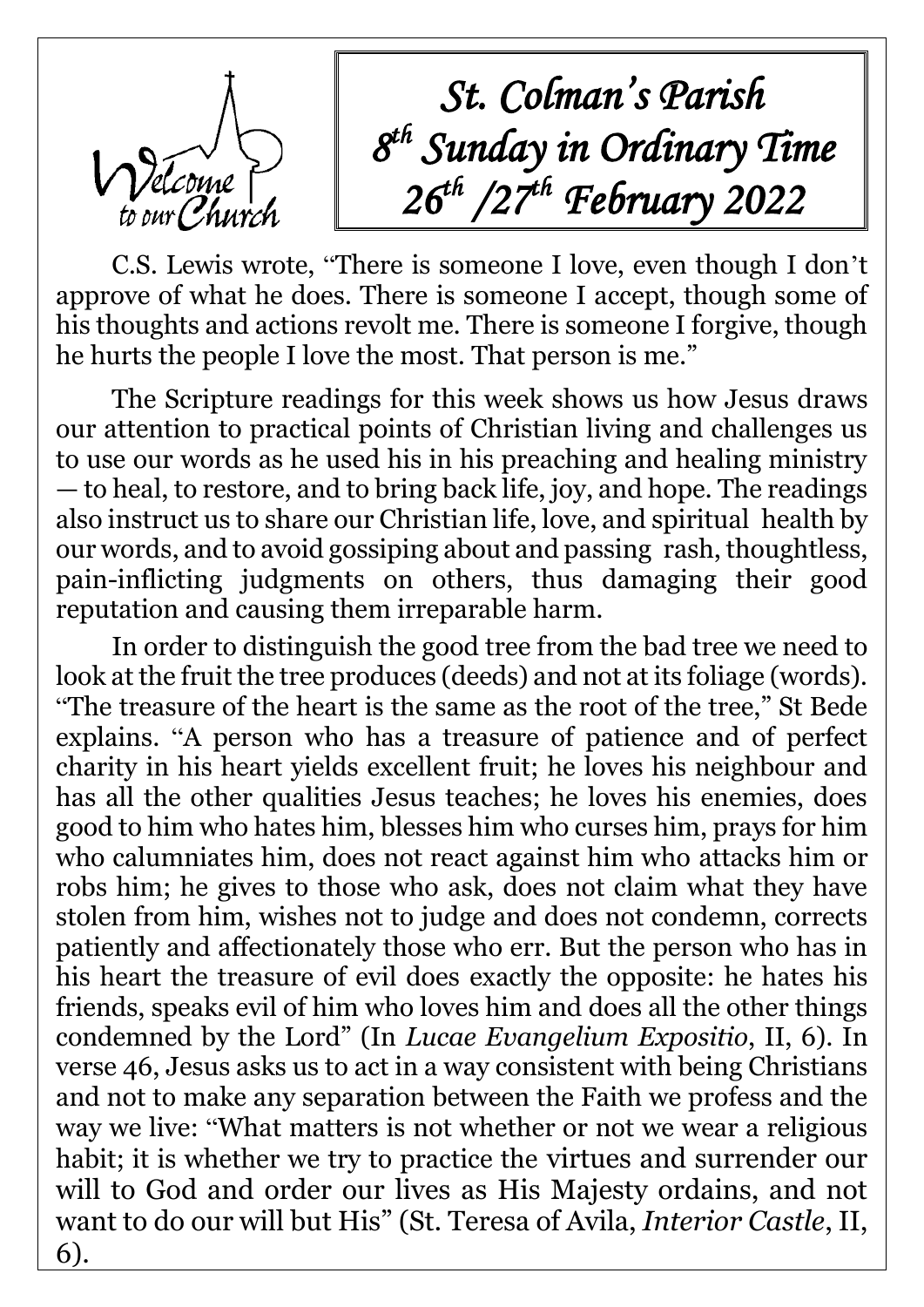Welcome to our Church

# *St. Colman's Parish*
# *8th Sunday in Ordinary Time*
# *26th /27th February 2022*

C.S. Lewis wrote, "There is someone I love, even though I don't approve of what he does. There is someone I accept, though some of his thoughts and actions revolt me. There is someone I forgive, though he hurts the people I love the most. That person is me."

The Scripture readings for this week shows us how Jesus draws our attention to practical points of Christian living and challenges us to use our words as he used his in his preaching and healing ministry — to heal, to restore, and to bring back life, joy, and hope. The readings also instruct us to share our Christian life, love, and spiritual health by our words, and to avoid gossiping about and passing rash, thoughtless, pain-inflicting judgments on others, thus damaging their good reputation and causing them irreparable harm.

In order to distinguish the good tree from the bad tree we need to look at the fruit the tree produces (deeds) and not at its foliage (words). "The treasure of the heart is the same as the root of the tree," St Bede explains. "A person who has a treasure of patience and of perfect charity in his heart yields excellent fruit; he loves his neighbour and has all the other qualities Jesus teaches; he loves his enemies, does good to him who hates him, blesses him who curses him, prays for him who calumniates him, does not react against him who attacks him or robs him; he gives to those who ask, does not claim what they have stolen from him, wishes not to judge and does not condemn, corrects patiently and affectionately those who err. But the person who has in his heart the treasure of evil does exactly the opposite: he hates his friends, speaks evil of him who loves him and does all the other things condemned by the Lord" (In *Lucae Evangelium Expositio*, II, 6). In verse 46, Jesus asks us to act in a way consistent with being Christians and not to make any separation between the Faith we profess and the way we live: "What matters is not whether or not we wear a religious habit; it is whether we try to practice the virtues and surrender our will to God and order our lives as His Majesty ordains, and not want to do our will but His" (St. Teresa of Avila, *Interior Castle*, II, 6).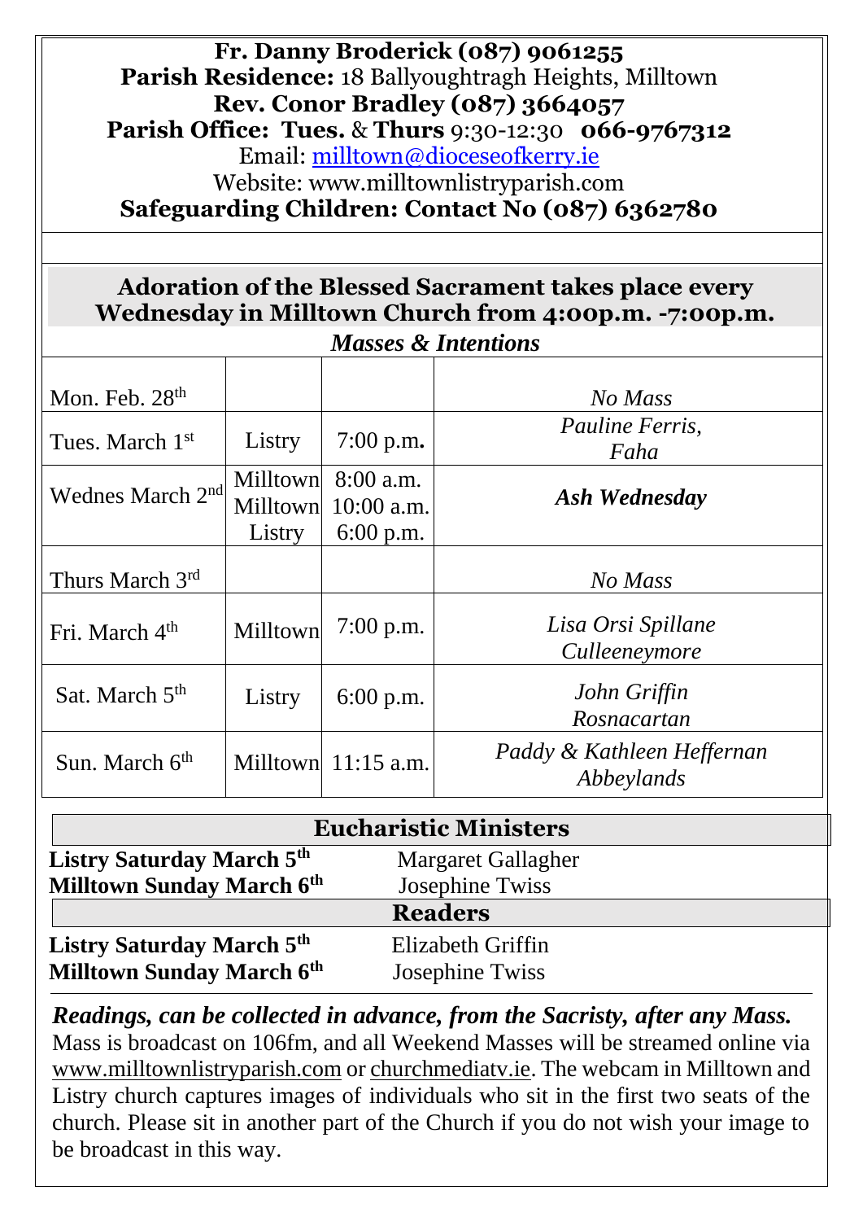**Fr. Danny Broderick (087) 9061255**
**Parish Residence:** 18 Ballyoughtragh Heights, Milltown
**Rev. Conor Bradley (087) 3664057**
**Parish Office: Tues.** & **Thurs** 9:30-12:30 **066-9767312**
Email: milltown@dioceseofkerry.ie
Website: www.milltownlistryparish.com
**Safeguarding Children: Contact No (087) 6362780**

**Adoration of the Blessed Sacrament takes place every Wednesday in Milltown Church from 4:00p.m. -7:00p.m.**

***Masses & Intentions***

| | | | |
|---|---|---|---|
| Mon. Feb. 28th | | | *No Mass* |
| Tues. March 1st | Listry | 7:00 p.m. | *Pauline Ferris, Faha* |
| Wednes March 2nd | Milltown<br>Milltown<br>Listry | 8:00 a.m.<br>10:00 a.m.<br>6:00 p.m. | ***Ash Wednesday*** |
| Thurs March 3rd | | | *No Mass* |
| Fri. March 4th | Milltown | 7:00 p.m. | *Lisa Orsi Spillane Culleeneymore* |
| Sat. March 5th | Listry | 6:00 p.m. | *John Griffin Rosnacartan* |
| Sun. March 6th | Milltown | 11:15 a.m. | *Paddy & Kathleen Heffernan Abbeylands* |

**Eucharistic Ministers**

| | |
|---|---|
| **Listry Saturday March 5th** | Margaret Gallagher |
| **Milltown Sunday March 6th** | Josephine Twiss |

**Readers**

| | |
|---|---|
| **Listry Saturday March 5th** | Elizabeth Griffin |
| **Milltown Sunday March 6th** | Josephine Twiss |

***Readings, can be collected in advance, from the Sacristy, after any Mass.***
Mass is broadcast on 106fm, and all Weekend Masses will be streamed online via www.milltownlistryparish.com or churchmediatv.ie. The webcam in Milltown and Listry church captures images of individuals who sit in the first two seats of the church. Please sit in another part of the Church if you do not wish your image to be broadcast in this way.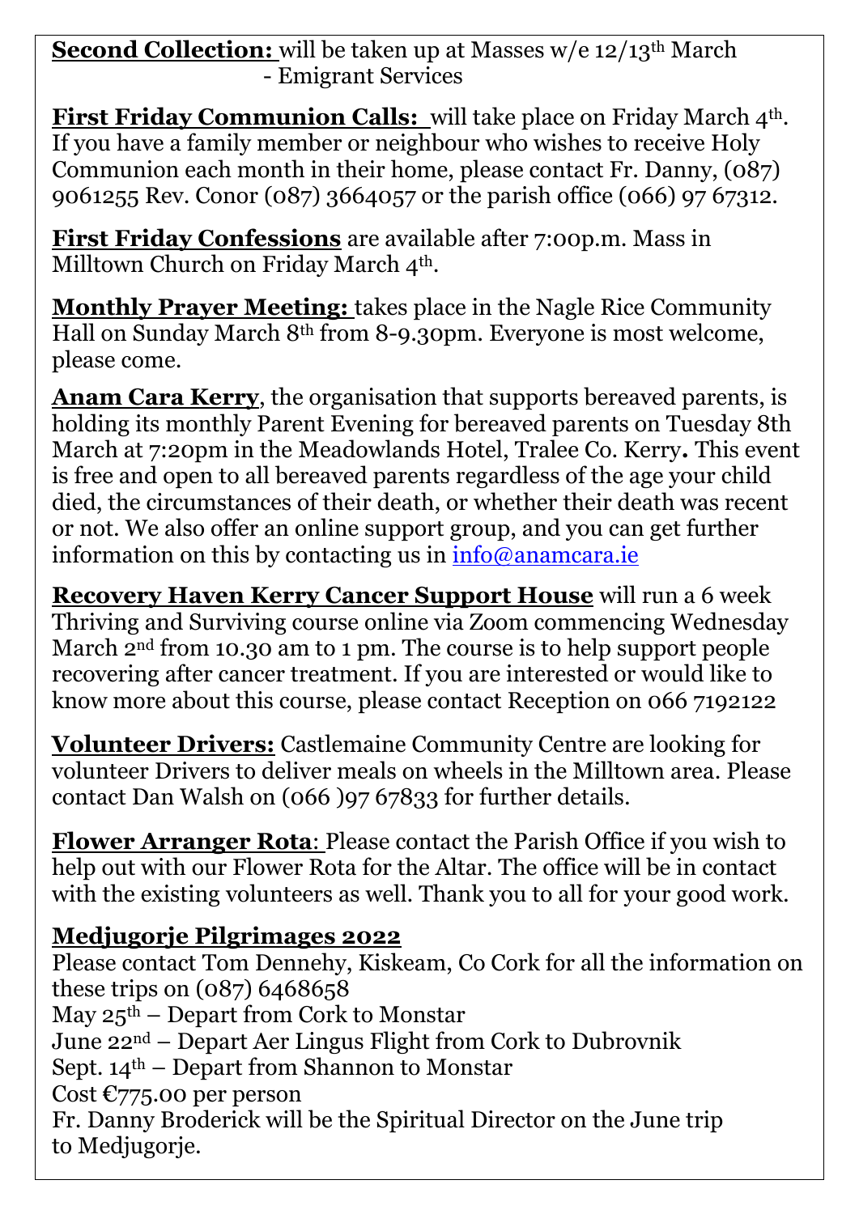**Second Collection:** will be taken up at Masses w/e 12/13th March - Emigrant Services

**First Friday Communion Calls:** will take place on Friday March 4th. If you have a family member or neighbour who wishes to receive Holy Communion each month in their home, please contact Fr. Danny, (087) 9061255 Rev. Conor (087) 3664057 or the parish office (066) 97 67312.

**First Friday Confessions** are available after 7:00p.m. Mass in Milltown Church on Friday March 4th.

**Monthly Prayer Meeting:** takes place in the Nagle Rice Community Hall on Sunday March 8th from 8-9.30pm. Everyone is most welcome, please come.

**Anam Cara Kerry**, the organisation that supports bereaved parents, is holding its monthly Parent Evening for bereaved parents on Tuesday 8th March at 7:20pm in the Meadowlands Hotel, Tralee Co. Kerry**.** This event is free and open to all bereaved parents regardless of the age your child died, the circumstances of their death, or whether their death was recent or not. We also offer an online support group, and you can get further information on this by contacting us in info@anamcara.ie

**Recovery Haven Kerry Cancer Support House** will run a 6 week Thriving and Surviving course online via Zoom commencing Wednesday March 2nd from 10.30 am to 1 pm. The course is to help support people recovering after cancer treatment. If you are interested or would like to know more about this course, please contact Reception on 066 7192122

**Volunteer Drivers:** Castlemaine Community Centre are looking for volunteer Drivers to deliver meals on wheels in the Milltown area. Please contact Dan Walsh on (066 )97 67833 for further details.

**Flower Arranger Rota**: Please contact the Parish Office if you wish to help out with our Flower Rota for the Altar. The office will be in contact with the existing volunteers as well. Thank you to all for your good work.

**Medjugorje Pilgrimages 2022**

Please contact Tom Dennehy, Kiskeam, Co Cork for all the information on these trips on (087) 6468658
May 25th – Depart from Cork to Monstar
June 22nd – Depart Aer Lingus Flight from Cork to Dubrovnik
Sept. 14th – Depart from Shannon to Monstar
Cost €775.00 per person
Fr. Danny Broderick will be the Spiritual Director on the June trip to Medjugorje.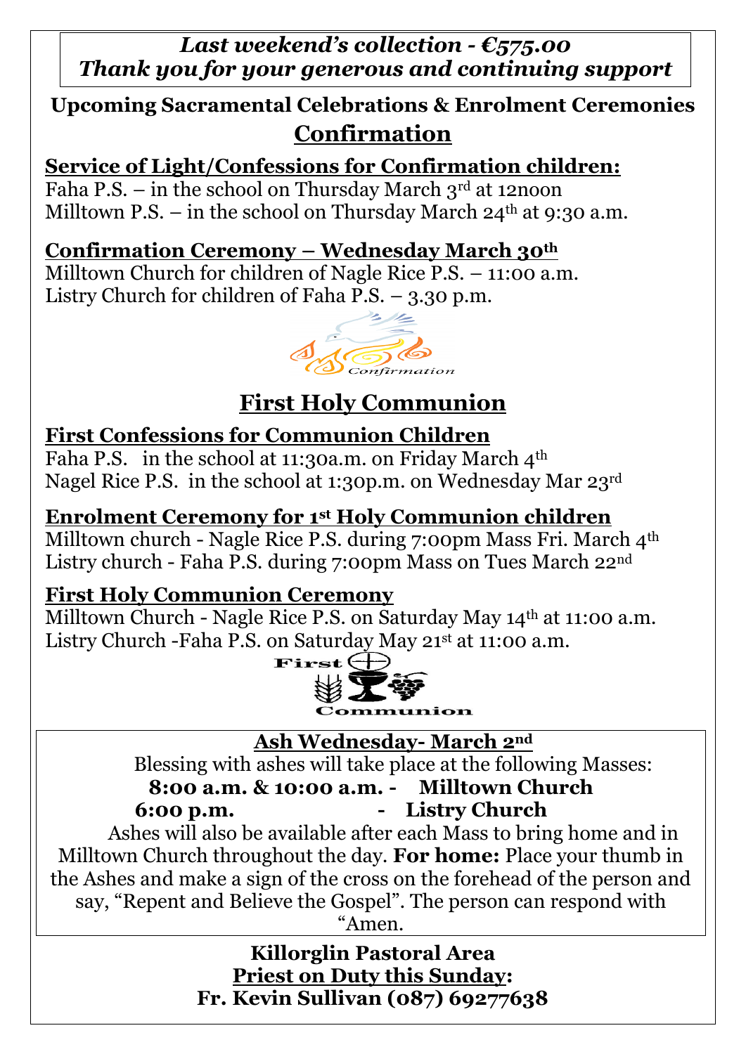***Last weekend's collection - €575.00***
***Thank you for your generous and continuing support***

**Upcoming Sacramental Celebrations & Enrolment Ceremonies**

## Confirmation

**Service of Light/Confessions for Confirmation children:**

Faha P.S. – in the school on Thursday March 3rd at 12noon
Milltown P.S. – in the school on Thursday March 24th at 9:30 a.m.

**Confirmation Ceremony – Wednesday March 30th**

Milltown Church for children of Nagle Rice P.S. – 11:00 a.m.
Listry Church for children of Faha P.S. – 3.30 p.m.

Confirmation

## First Holy Communion

**First Confessions for Communion Children**

Faha P.S. in the school at 11:30a.m. on Friday March 4th
Nagel Rice P.S. in the school at 1:30p.m. on Wednesday Mar 23rd

**Enrolment Ceremony for 1st Holy Communion children**

Milltown church - Nagle Rice P.S. during 7:00pm Mass Fri. March 4th
Listry church - Faha P.S. during 7:00pm Mass on Tues March 22nd

**First Holy Communion Ceremony**

Milltown Church - Nagle Rice P.S. on Saturday May 14th at 11:00 a.m.
Listry Church -Faha P.S. on Saturday May 21st at 11:00 a.m.

First Communion

**Ash Wednesday- March 2nd**

Blessing with ashes will take place at the following Masses:

**8:00 a.m. & 10:00 a.m. - Milltown Church**
**6:00 p.m. - Listry Church**

Ashes will also be available after each Mass to bring home and in Milltown Church throughout the day. **For home:** Place your thumb in the Ashes and make a sign of the cross on the forehead of the person and say, "Repent and Believe the Gospel". The person can respond with "Amen.

**Killorglin Pastoral Area**
**Priest on Duty this Sunday:**
**Fr. Kevin Sullivan (087) 69277638**